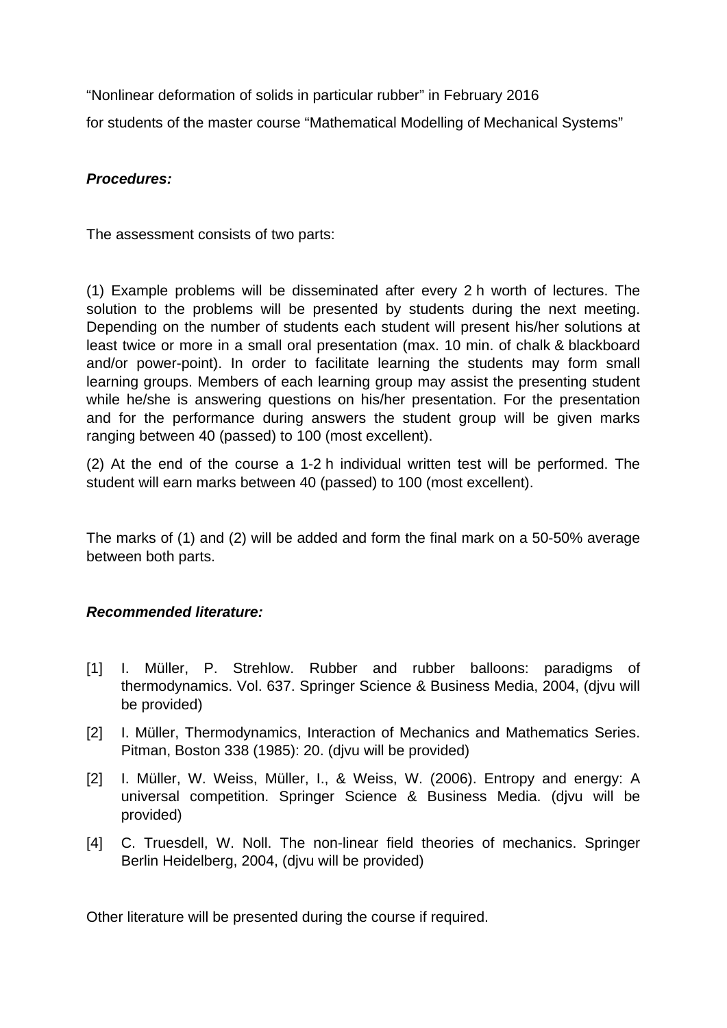“Nonlinear deformation of solids in particular rubber” in February 2016

for students of the master course “Mathematical Modelling of Mechanical Systems”

***Procedures:***

The assessment consists of two parts:

(1) Example problems will be disseminated after every 2 h worth of lectures. The solution to the problems will be presented by students during the next meeting. Depending on the number of students each student will present his/her solutions at least twice or more in a small oral presentation (max. 10 min. of chalk & blackboard and/or power-point). In order to facilitate learning the students may form small learning groups. Members of each learning group may assist the presenting student while he/she is answering questions on his/her presentation. For the presentation and for the performance during answers the student group will be given marks ranging between 40 (passed) to 100 (most excellent).

(2) At the end of the course a 1-2 h individual written test will be performed. The student will earn marks between 40 (passed) to 100 (most excellent).

The marks of (1) and (2) will be added and form the final mark on a 50-50% average between both parts.

***Recommended literature:***

[1] I. Müller, P. Strehlow. Rubber and rubber balloons: paradigms of thermodynamics. Vol. 637. Springer Science & Business Media, 2004, (djvu will be provided)

[2] I. Müller, Thermodynamics, Interaction of Mechanics and Mathematics Series. Pitman, Boston 338 (1985): 20. (djvu will be provided)

[2] I. Müller, W. Weiss, Müller, I., & Weiss, W. (2006). Entropy and energy: A universal competition. Springer Science & Business Media. (djvu will be provided)

[4] C. Truesdell, W. Noll. The non-linear field theories of mechanics. Springer Berlin Heidelberg, 2004, (djvu will be provided)

Other literature will be presented during the course if required.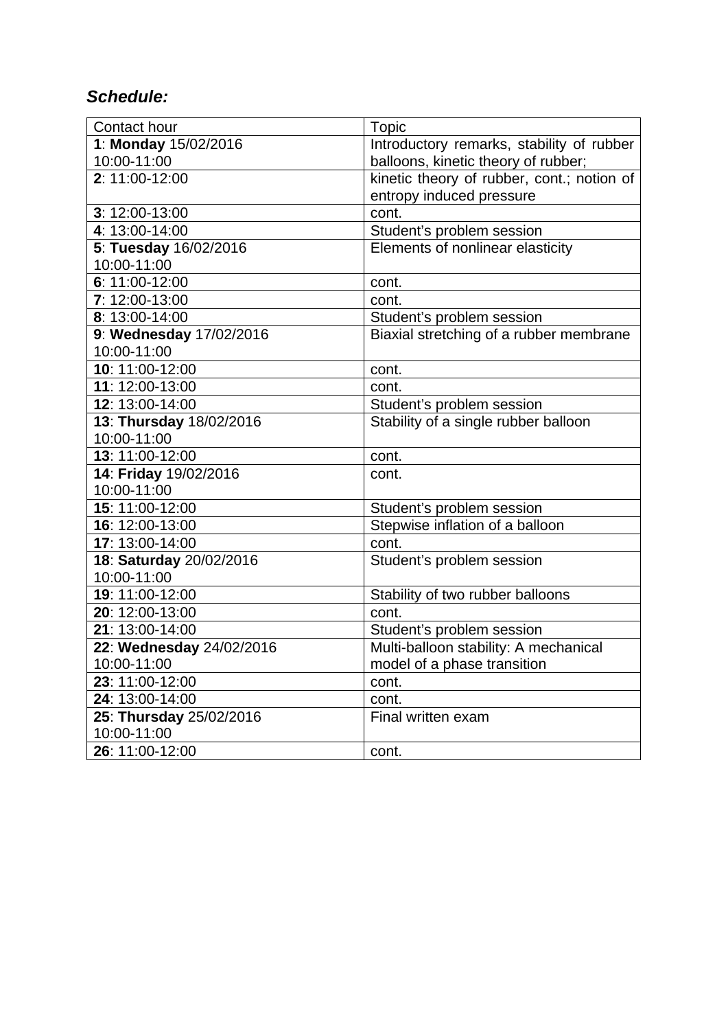***Schedule:***

| Contact hour | Topic |
|---|---|
| **1**: **Monday** 15/02/2016 10:00-11:00 | Introductory remarks, stability of rubber balloons, kinetic theory of rubber; |
| **2**: 11:00-12:00 | kinetic theory of rubber, cont.; notion of entropy induced pressure |
| **3**: 12:00-13:00 | cont. |
| **4**: 13:00-14:00 | Student's problem session |
| **5**: **Tuesday** 16/02/2016 10:00-11:00 | Elements of nonlinear elasticity |
| **6**: 11:00-12:00 | cont. |
| **7**: 12:00-13:00 | cont. |
| **8**: 13:00-14:00 | Student's problem session |
| **9**: **Wednesday** 17/02/2016 10:00-11:00 | Biaxial stretching of a rubber membrane |
| **10**: 11:00-12:00 | cont. |
| **11**: 12:00-13:00 | cont. |
| **12**: 13:00-14:00 | Student's problem session |
| **13**: **Thursday** 18/02/2016 10:00-11:00 | Stability of a single rubber balloon |
| **13**: 11:00-12:00 | cont. |
| **14**: **Friday** 19/02/2016 10:00-11:00 | cont. |
| **15**: 11:00-12:00 | Student's problem session |
| **16**: 12:00-13:00 | Stepwise inflation of a balloon |
| **17**: 13:00-14:00 | cont. |
| **18**: **Saturday** 20/02/2016 10:00-11:00 | Student's problem session |
| **19**: 11:00-12:00 | Stability of two rubber balloons |
| **20**: 12:00-13:00 | cont. |
| **21**: 13:00-14:00 | Student's problem session |
| **22**: **Wednesday** 24/02/2016 10:00-11:00 | Multi-balloon stability: A mechanical model of a phase transition |
| **23**: 11:00-12:00 | cont. |
| **24**: 13:00-14:00 | cont. |
| **25**: **Thursday** 25/02/2016 10:00-11:00 | Final written exam |
| **26**: 11:00-12:00 | cont. |